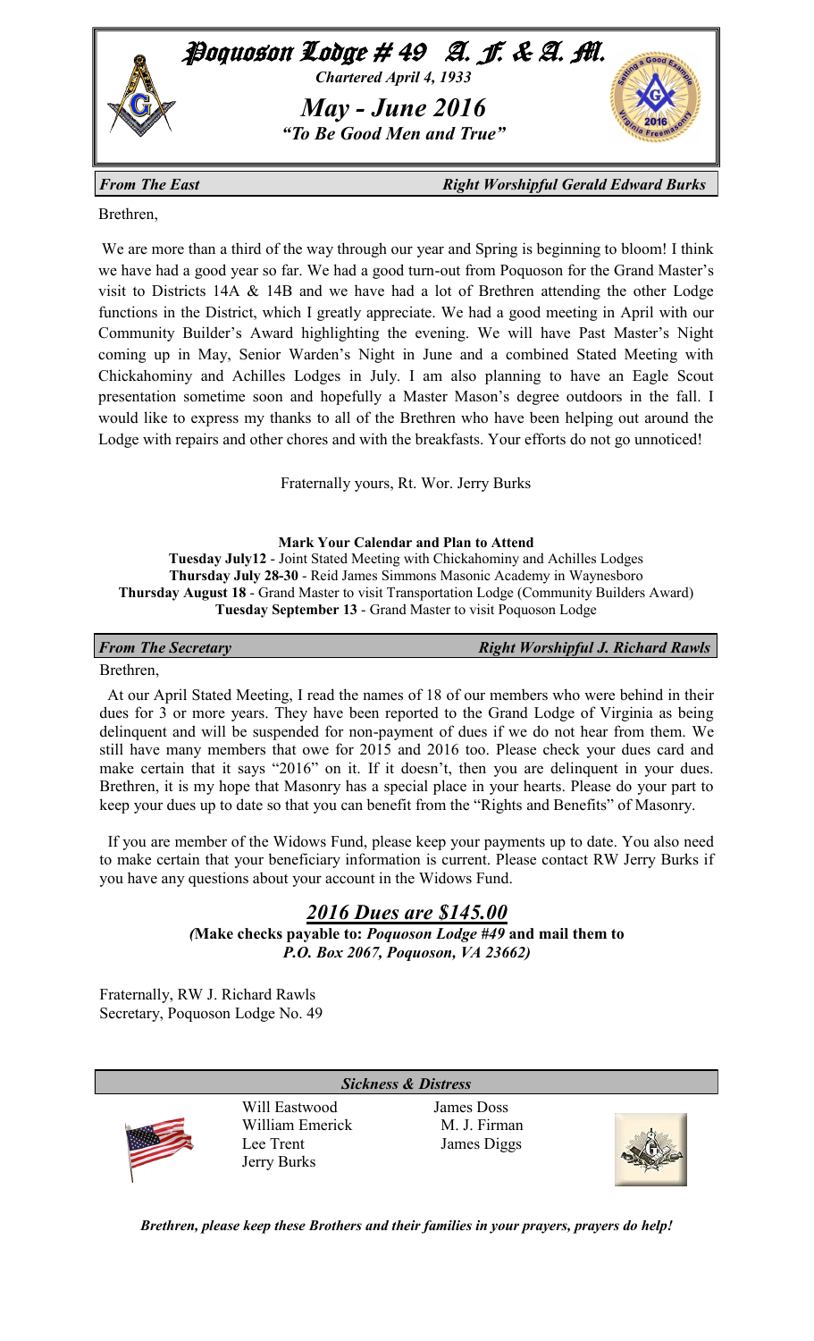# Poquoson Lodge # 49 A. F. & A. M.

***Chartered April 4, 1933***

## *May - June 2016*

***"To Be Good Men and True"***

***From The East*** — ***Right Worshipful Gerald Edward Burks***

Brethren,

We are more than a third of the way through our year and Spring is beginning to bloom! I think we have had a good year so far. We had a good turn-out from Poquoson for the Grand Master's visit to Districts 14A & 14B and we have had a lot of Brethren attending the other Lodge functions in the District, which I greatly appreciate. We had a good meeting in April with our Community Builder's Award highlighting the evening. We will have Past Master's Night coming up in May, Senior Warden's Night in June and a combined Stated Meeting with Chickahominy and Achilles Lodges in July. I am also planning to have an Eagle Scout presentation sometime soon and hopefully a Master Mason's degree outdoors in the fall. I would like to express my thanks to all of the Brethren who have been helping out around the Lodge with repairs and other chores and with the breakfasts. Your efforts do not go unnoticed!

Fraternally yours, Rt. Wor. Jerry Burks

**Mark Your Calendar and Plan to Attend**

**Tuesday July12** - Joint Stated Meeting with Chickahominy and Achilles Lodges
**Thursday July 28-30** - Reid James Simmons Masonic Academy in Waynesboro
**Thursday August 18** - Grand Master to visit Transportation Lodge (Community Builders Award)
**Tuesday September 13** - Grand Master to visit Poquoson Lodge

***From The Secretary*** — ***Right Worshipful J. Richard Rawls***

Brethren,

At our April Stated Meeting, I read the names of 18 of our members who were behind in their dues for 3 or more years. They have been reported to the Grand Lodge of Virginia as being delinquent and will be suspended for non-payment of dues if we do not hear from them. We still have many members that owe for 2015 and 2016 too. Please check your dues card and make certain that it says "2016" on it. If it doesn't, then you are delinquent in your dues. Brethren, it is my hope that Masonry has a special place in your hearts. Please do your part to keep your dues up to date so that you can benefit from the "Rights and Benefits" of Masonry.

If you are member of the Widows Fund, please keep your payments up to date. You also need to make certain that your beneficiary information is current. Please contact RW Jerry Burks if you have any questions about your account in the Widows Fund.

## ***2016 Dues are $145.00***

***(*Make checks payable to:** ***Poquoson Lodge #49*** **and mail them to** ***P.O. Box 2067, Poquoson, VA 23662)***

Fraternally, RW J. Richard Rawls
Secretary, Poquoson Lodge No. 49

***Sickness & Distress***

Will Eastwood
William Emerick
Lee Trent
Jerry Burks
James Doss
M. J. Firman
James Diggs

***Brethren, please keep these Brothers and their families in your prayers, prayers do help!***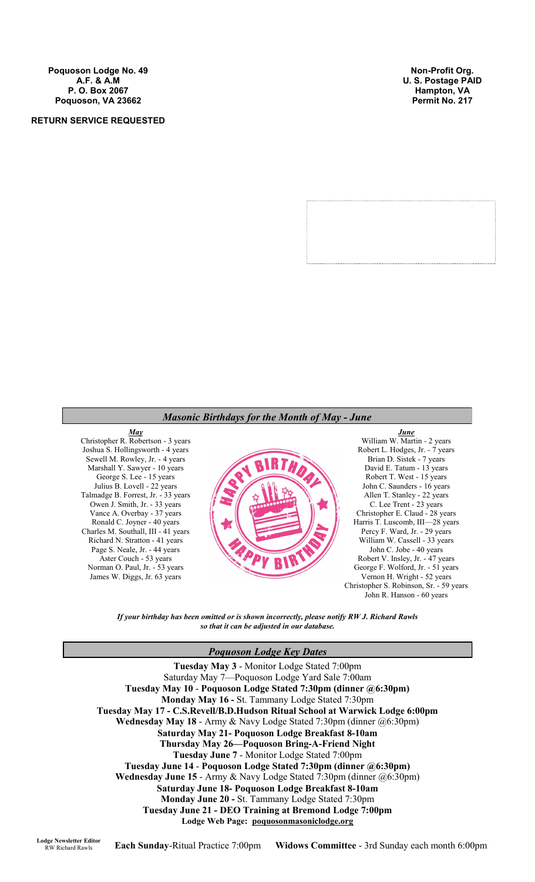**Poquoson Lodge No. 49**
**A.F. & A.M**
**P. O. Box 2067**
**Poquoson, VA 23662**

**RETURN SERVICE REQUESTED**

**Non-Profit Org.**
**U. S. Postage PAID**
**Hampton, VA**
**Permit No. 217**

## *Masonic Birthdays for the Month of May - June*

***May***

Christopher R. Robertson - 3 years
Joshua S. Hollingsworth - 4 years
Sewell M. Rowley, Jr. - 4 years
Marshall Y. Sawyer - 10 years
George S. Lee - 15 years
Julius B. Lovell - 22 years
Talmadge B. Forrest, Jr. - 33 years
Owen J. Smith, Jr. - 33 years
Vance A. Overbay - 37 years
Ronald C. Joyner - 40 years
Charles M. Southall, III - 41 years
Richard N. Stratton - 41 years
Page S. Neale, Jr. - 44 years
Aster Couch - 53 years
Norman O. Paul, Jr. - 53 years
James W. Diggs, Jr. 63 years

***June***

William W. Martin - 2 years
Robert L. Hodges, Jr. - 7 years
Brian D. Sistek - 7 years
David E. Tatum - 13 years
Robert T. West - 15 years
John C. Saunders - 16 years
Allen T. Stanley - 22 years
C. Lee Trent - 23 years
Christopher E. Claud - 28 years
Harris T. Luscomb, III—28 years
Percy F. Ward, Jr. - 29 years
William W. Cassell - 33 years
John C. Jobe - 40 years
Robert V. Insley, Jr. - 47 years
George F. Wolford, Jr. - 51 years
Vernon H. Wright - 52 years
Christopher S. Robinson, Sr. - 59 years
John R. Hanson - 60 years

*If your birthday has been omitted or is shown incorrectly, please notify RW J. Richard Rawls so that it can be adjusted in our database.*

## *Poquoson Lodge Key Dates*

**Tuesday May 3** - Monitor Lodge Stated 7:00pm
Saturday May 7—Poquoson Lodge Yard Sale 7:00am
**Tuesday May 10** - **Poquoson Lodge Stated 7:30pm (dinner @6:30pm)**
**Monday May 16 -** St. Tammany Lodge Stated 7:30pm
**Tuesday May 17 - C.S.Revell/B.D.Hudson Ritual School at Warwick Lodge 6:00pm**
**Wednesday May 18** - Army & Navy Lodge Stated 7:30pm (dinner @6:30pm)
**Saturday May 21- Poquoson Lodge Breakfast 8-10am**
**Thursday May 26—Poquoson Bring-A-Friend Night**
**Tuesday June 7** - Monitor Lodge Stated 7:00pm
**Tuesday June 14** - **Poquoson Lodge Stated 7:30pm (dinner @6:30pm)**
**Wednesday June 15** - Army & Navy Lodge Stated 7:30pm (dinner @6:30pm)
**Saturday June 18- Poquoson Lodge Breakfast 8-10am**
**Monday June 20 -** St. Tammany Lodge Stated 7:30pm
**Tuesday June 21 - DEO Training at Bremond Lodge 7:00pm**
**Lodge Web Page: poquosonmasoniclodge.org**

**Lodge Newsletter Editor**
RW Richard Rawls

**Each Sunday**-Ritual Practice 7:00pm **Widows Committee** - 3rd Sunday each month 6:00pm